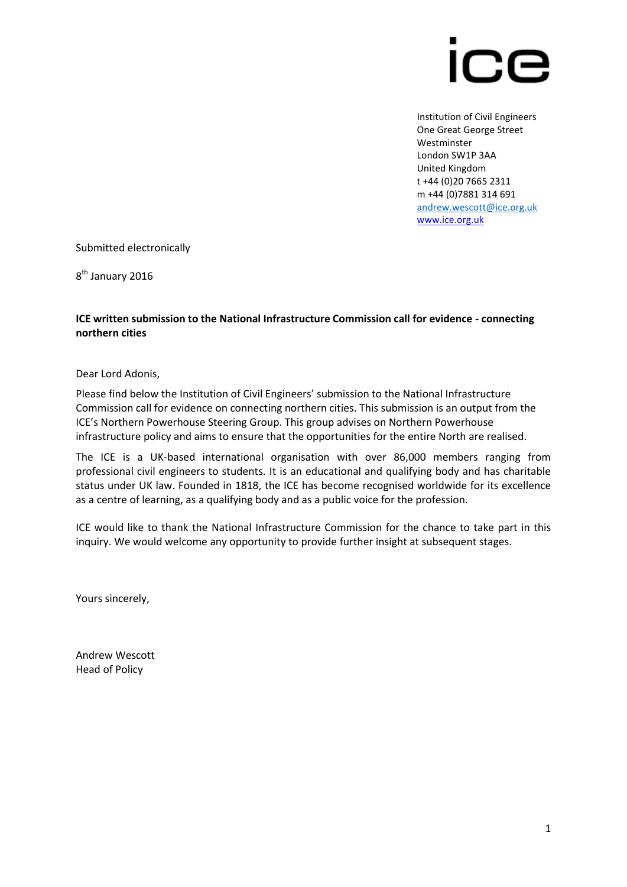ice

Institution of Civil Engineers
One Great George Street
Westminster
London SW1P 3AA
United Kingdom
t +44 (0)20 7665 2311
m +44 (0)7881 314 691
andrew.wescott@ice.org.uk
www.ice.org.uk

Submitted electronically

8th January 2016

**ICE written submission to the National Infrastructure Commission call for evidence - connecting northern cities**

Dear Lord Adonis,

Please find below the Institution of Civil Engineers' submission to the National Infrastructure Commission call for evidence on connecting northern cities. This submission is an output from the ICE's Northern Powerhouse Steering Group. This group advises on Northern Powerhouse infrastructure policy and aims to ensure that the opportunities for the entire North are realised.

The ICE is a UK-based international organisation with over 86,000 members ranging from professional civil engineers to students. It is an educational and qualifying body and has charitable status under UK law. Founded in 1818, the ICE has become recognised worldwide for its excellence as a centre of learning, as a qualifying body and as a public voice for the profession.

ICE would like to thank the National Infrastructure Commission for the chance to take part in this inquiry. We would welcome any opportunity to provide further insight at subsequent stages.

Yours sincerely,

Andrew Wescott
Head of Policy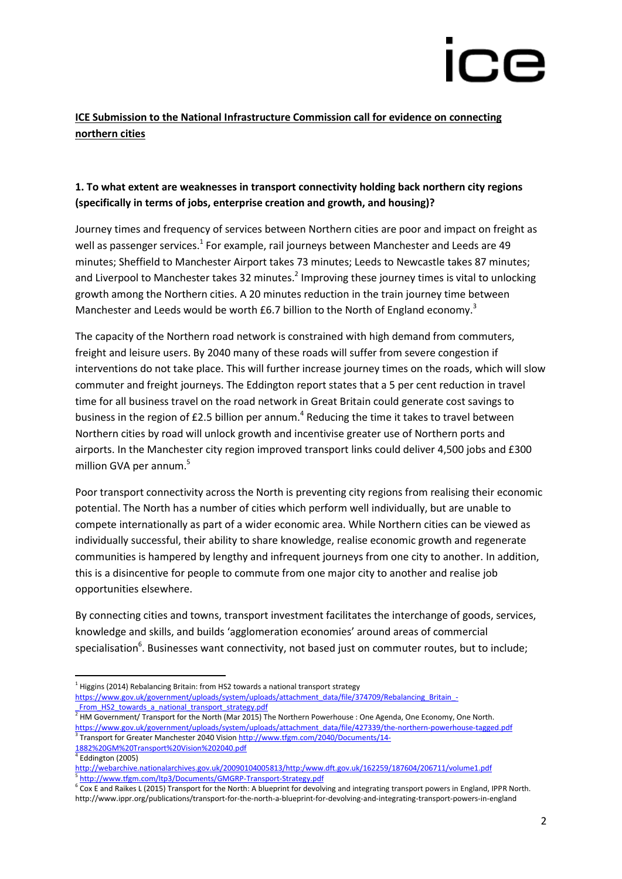**ICE Submission to the National Infrastructure Commission call for evidence on connecting northern cities**

**1. To what extent are weaknesses in transport connectivity holding back northern city regions (specifically in terms of jobs, enterprise creation and growth, and housing)?**

Journey times and frequency of services between Northern cities are poor and impact on freight as well as passenger services.[1] For example, rail journeys between Manchester and Leeds are 49 minutes; Sheffield to Manchester Airport takes 73 minutes; Leeds to Newcastle takes 87 minutes; and Liverpool to Manchester takes 32 minutes.[2] Improving these journey times is vital to unlocking growth among the Northern cities. A 20 minutes reduction in the train journey time between Manchester and Leeds would be worth £6.7 billion to the North of England economy.[3]

The capacity of the Northern road network is constrained with high demand from commuters, freight and leisure users. By 2040 many of these roads will suffer from severe congestion if interventions do not take place. This will further increase journey times on the roads, which will slow commuter and freight journeys. The Eddington report states that a 5 per cent reduction in travel time for all business travel on the road network in Great Britain could generate cost savings to business in the region of £2.5 billion per annum.[4] Reducing the time it takes to travel between Northern cities by road will unlock growth and incentivise greater use of Northern ports and airports. In the Manchester city region improved transport links could deliver 4,500 jobs and £300 million GVA per annum.[5]

Poor transport connectivity across the North is preventing city regions from realising their economic potential. The North has a number of cities which perform well individually, but are unable to compete internationally as part of a wider economic area. While Northern cities can be viewed as individually successful, their ability to share knowledge, realise economic growth and regenerate communities is hampered by lengthy and infrequent journeys from one city to another. In addition, this is a disincentive for people to commute from one major city to another and realise job opportunities elsewhere.

By connecting cities and towns, transport investment facilitates the interchange of goods, services, knowledge and skills, and builds 'agglomeration economies' around areas of commercial specialisation[6]. Businesses want connectivity, not based just on commuter routes, but to include;

---

[1] Higgins (2014) Rebalancing Britain: from HS2 towards a national transport strategy https://www.gov.uk/government/uploads/system/uploads/attachment_data/file/374709/Rebalancing_Britain_-_From_HS2_towards_a_national_transport_strategy.pdf

[2] HM Government/ Transport for the North (Mar 2015) The Northern Powerhouse : One Agenda, One Economy, One North. https://www.gov.uk/government/uploads/system/uploads/attachment_data/file/427339/the-northern-powerhouse-tagged.pdf

[3] Transport for Greater Manchester 2040 Vision http://www.tfgm.com/2040/Documents/14-1882%20GM%20Transport%20Vision%202040.pdf

[4] Eddington (2005) http://webarchive.nationalarchives.gov.uk/20090104005813/http:/www.dft.gov.uk/162259/187604/206711/volume1.pdf

[5] http://www.tfgm.com/ltp3/Documents/GMGRP-Transport-Strategy.pdf

[6] Cox E and Raikes L (2015) Transport for the North: A blueprint for devolving and integrating transport powers in England, IPPR North. http://www.ippr.org/publications/transport-for-the-north-a-blueprint-for-devolving-and-integrating-transport-powers-in-england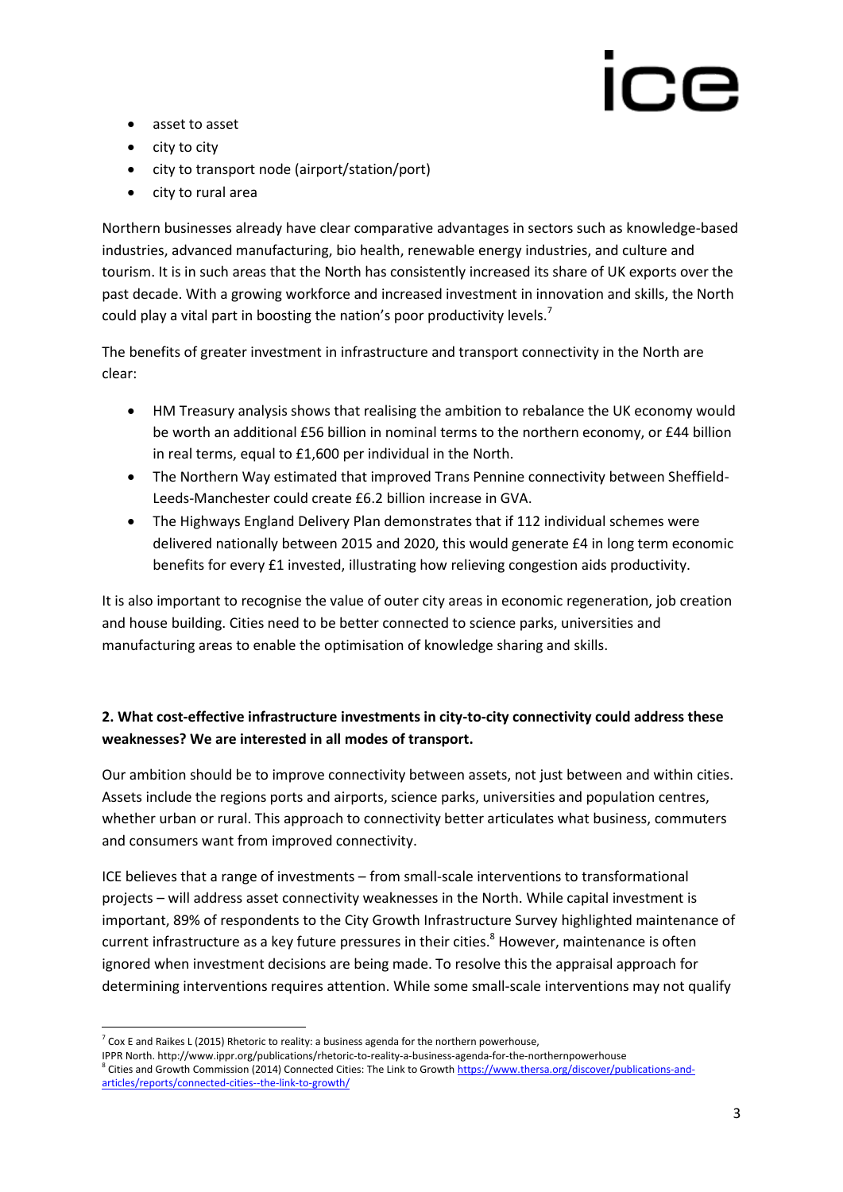- asset to asset
- city to city
- city to transport node (airport/station/port)
- city to rural area

Northern businesses already have clear comparative advantages in sectors such as knowledge-based industries, advanced manufacturing, bio health, renewable energy industries, and culture and tourism. It is in such areas that the North has consistently increased its share of UK exports over the past decade. With a growing workforce and increased investment in innovation and skills, the North could play a vital part in boosting the nation's poor productivity levels.[7]

The benefits of greater investment in infrastructure and transport connectivity in the North are clear:

- HM Treasury analysis shows that realising the ambition to rebalance the UK economy would be worth an additional £56 billion in nominal terms to the northern economy, or £44 billion in real terms, equal to £1,600 per individual in the North.
- The Northern Way estimated that improved Trans Pennine connectivity between Sheffield-Leeds-Manchester could create £6.2 billion increase in GVA.
- The Highways England Delivery Plan demonstrates that if 112 individual schemes were delivered nationally between 2015 and 2020, this would generate £4 in long term economic benefits for every £1 invested, illustrating how relieving congestion aids productivity.

It is also important to recognise the value of outer city areas in economic regeneration, job creation and house building. Cities need to be better connected to science parks, universities and manufacturing areas to enable the optimisation of knowledge sharing and skills.

**2. What cost-effective infrastructure investments in city-to-city connectivity could address these weaknesses? We are interested in all modes of transport.**

Our ambition should be to improve connectivity between assets, not just between and within cities. Assets include the regions ports and airports, science parks, universities and population centres, whether urban or rural. This approach to connectivity better articulates what business, commuters and consumers want from improved connectivity.

ICE believes that a range of investments – from small-scale interventions to transformational projects – will address asset connectivity weaknesses in the North. While capital investment is important, 89% of respondents to the City Growth Infrastructure Survey highlighted maintenance of current infrastructure as a key future pressures in their cities.[8] However, maintenance is often ignored when investment decisions are being made. To resolve this the appraisal approach for determining interventions requires attention. While some small-scale interventions may not qualify

[7] Cox E and Raikes L (2015) Rhetoric to reality: a business agenda for the northern powerhouse, IPPR North. http://www.ippr.org/publications/rhetoric-to-reality-a-business-agenda-for-the-northernpowerhouse

[8] Cities and Growth Commission (2014) Connected Cities: The Link to Growth https://www.thersa.org/discover/publications-and-articles/reports/connected-cities--the-link-to-growth/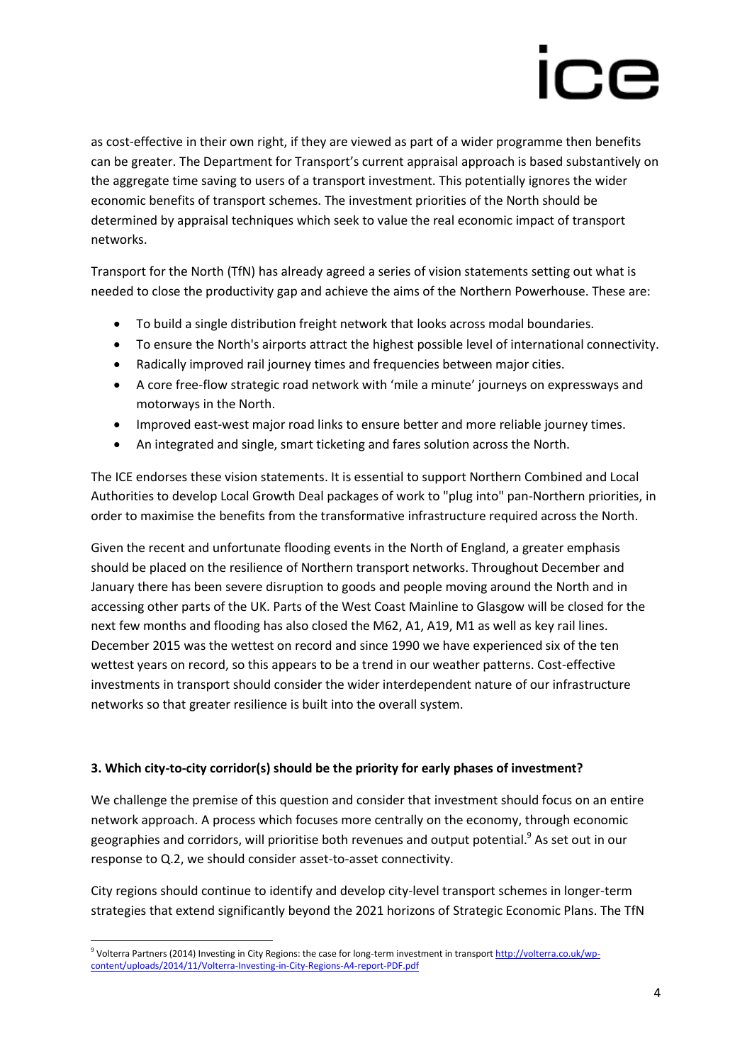as cost-effective in their own right, if they are viewed as part of a wider programme then benefits can be greater. The Department for Transport's current appraisal approach is based substantively on the aggregate time saving to users of a transport investment. This potentially ignores the wider economic benefits of transport schemes. The investment priorities of the North should be determined by appraisal techniques which seek to value the real economic impact of transport networks.

Transport for the North (TfN) has already agreed a series of vision statements setting out what is needed to close the productivity gap and achieve the aims of the Northern Powerhouse. These are:

- To build a single distribution freight network that looks across modal boundaries.
- To ensure the North's airports attract the highest possible level of international connectivity.
- Radically improved rail journey times and frequencies between major cities.
- A core free-flow strategic road network with 'mile a minute' journeys on expressways and motorways in the North.
- Improved east-west major road links to ensure better and more reliable journey times.
- An integrated and single, smart ticketing and fares solution across the North.

The ICE endorses these vision statements. It is essential to support Northern Combined and Local Authorities to develop Local Growth Deal packages of work to "plug into" pan-Northern priorities, in order to maximise the benefits from the transformative infrastructure required across the North.

Given the recent and unfortunate flooding events in the North of England, a greater emphasis should be placed on the resilience of Northern transport networks. Throughout December and January there has been severe disruption to goods and people moving around the North and in accessing other parts of the UK. Parts of the West Coast Mainline to Glasgow will be closed for the next few months and flooding has also closed the M62, A1, A19, M1 as well as key rail lines. December 2015 was the wettest on record and since 1990 we have experienced six of the ten wettest years on record, so this appears to be a trend in our weather patterns. Cost-effective investments in transport should consider the wider interdependent nature of our infrastructure networks so that greater resilience is built into the overall system.

**3. Which city-to-city corridor(s) should be the priority for early phases of investment?**

We challenge the premise of this question and consider that investment should focus on an entire network approach. A process which focuses more centrally on the economy, through economic geographies and corridors, will prioritise both revenues and output potential.[9] As set out in our response to Q.2, we should consider asset-to-asset connectivity.

City regions should continue to identify and develop city-level transport schemes in longer-term strategies that extend significantly beyond the 2021 horizons of Strategic Economic Plans. The TfN

[9] Volterra Partners (2014) Investing in City Regions: the case for long-term investment in transport http://volterra.co.uk/wp-content/uploads/2014/11/Volterra-Investing-in-City-Regions-A4-report-PDF.pdf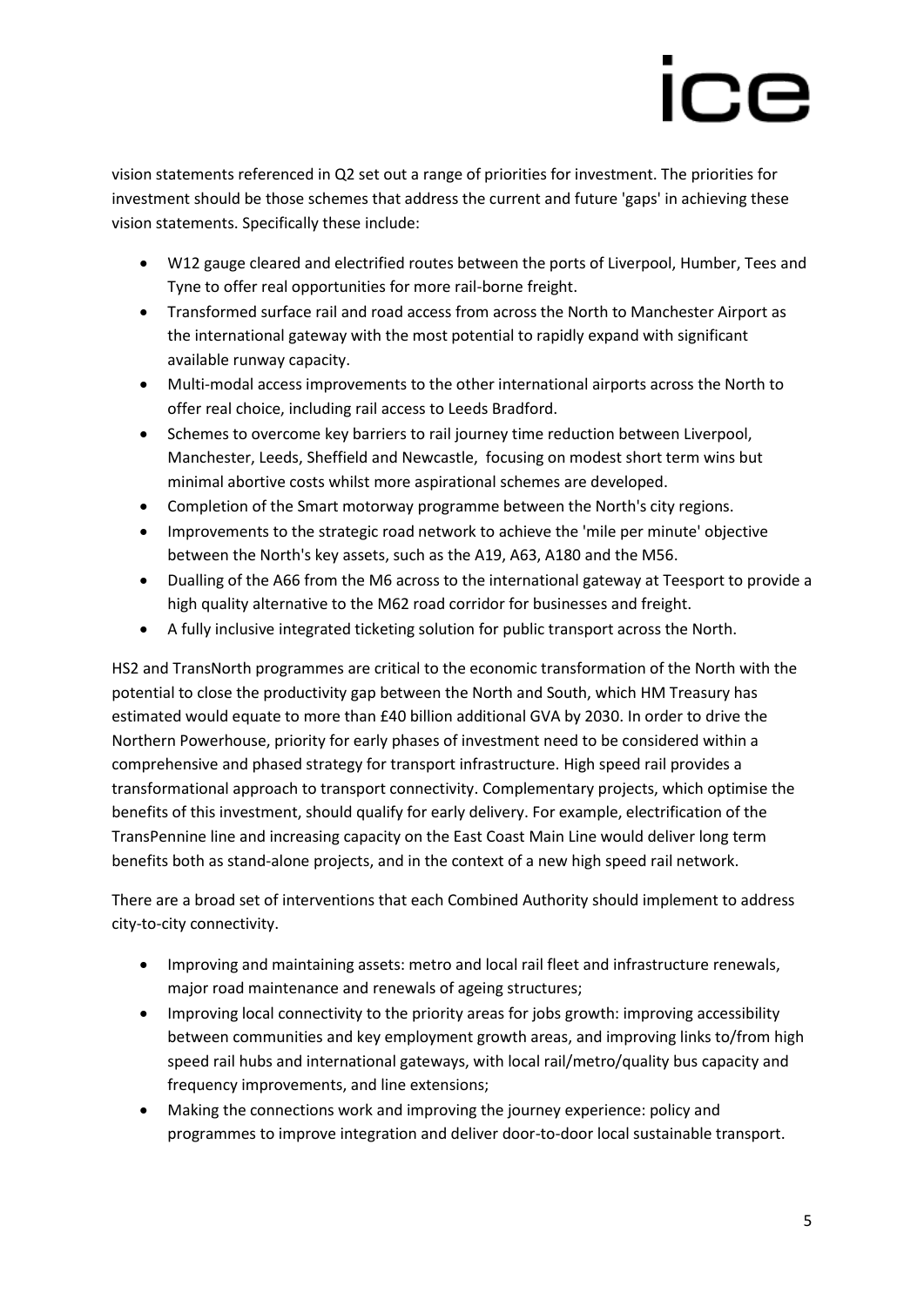vision statements referenced in Q2 set out a range of priorities for investment. The priorities for investment should be those schemes that address the current and future 'gaps' in achieving these vision statements. Specifically these include:

- W12 gauge cleared and electrified routes between the ports of Liverpool, Humber, Tees and Tyne to offer real opportunities for more rail-borne freight.
- Transformed surface rail and road access from across the North to Manchester Airport as the international gateway with the most potential to rapidly expand with significant available runway capacity.
- Multi-modal access improvements to the other international airports across the North to offer real choice, including rail access to Leeds Bradford.
- Schemes to overcome key barriers to rail journey time reduction between Liverpool, Manchester, Leeds, Sheffield and Newcastle, focusing on modest short term wins but minimal abortive costs whilst more aspirational schemes are developed.
- Completion of the Smart motorway programme between the North's city regions.
- Improvements to the strategic road network to achieve the 'mile per minute' objective between the North's key assets, such as the A19, A63, A180 and the M56.
- Dualling of the A66 from the M6 across to the international gateway at Teesport to provide a high quality alternative to the M62 road corridor for businesses and freight.
- A fully inclusive integrated ticketing solution for public transport across the North.

HS2 and TransNorth programmes are critical to the economic transformation of the North with the potential to close the productivity gap between the North and South, which HM Treasury has estimated would equate to more than £40 billion additional GVA by 2030. In order to drive the Northern Powerhouse, priority for early phases of investment need to be considered within a comprehensive and phased strategy for transport infrastructure. High speed rail provides a transformational approach to transport connectivity. Complementary projects, which optimise the benefits of this investment, should qualify for early delivery. For example, electrification of the TransPennine line and increasing capacity on the East Coast Main Line would deliver long term benefits both as stand-alone projects, and in the context of a new high speed rail network.

There are a broad set of interventions that each Combined Authority should implement to address city-to-city connectivity.

- Improving and maintaining assets: metro and local rail fleet and infrastructure renewals, major road maintenance and renewals of ageing structures;
- Improving local connectivity to the priority areas for jobs growth: improving accessibility between communities and key employment growth areas, and improving links to/from high speed rail hubs and international gateways, with local rail/metro/quality bus capacity and frequency improvements, and line extensions;
- Making the connections work and improving the journey experience: policy and programmes to improve integration and deliver door-to-door local sustainable transport.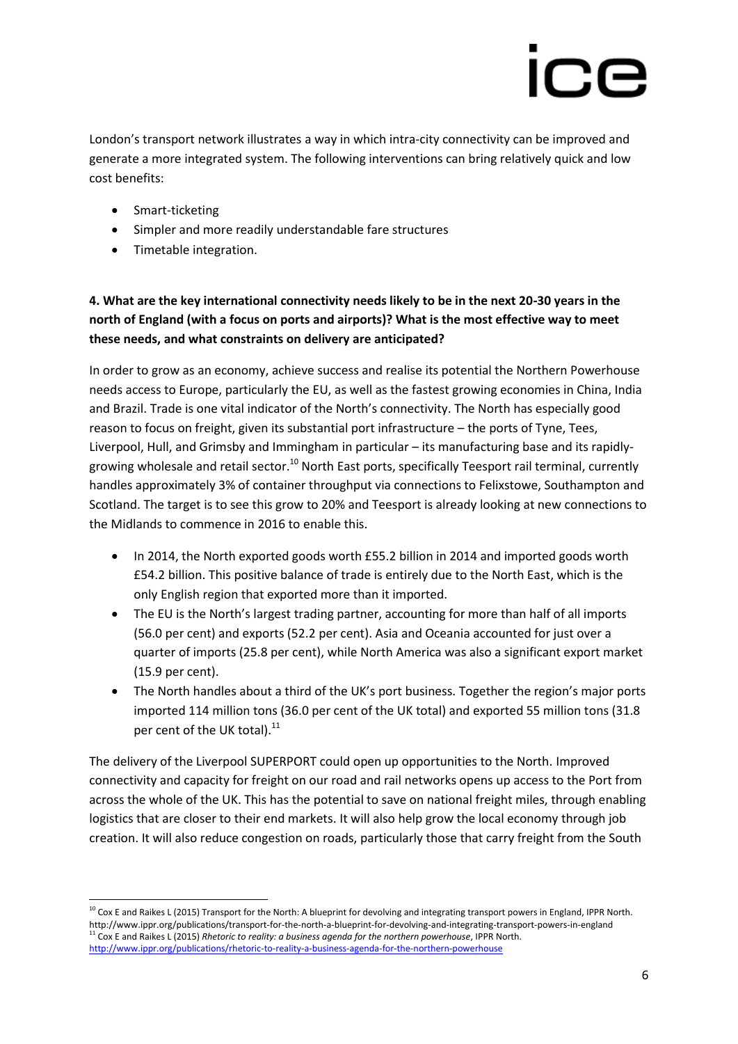London's transport network illustrates a way in which intra-city connectivity can be improved and generate a more integrated system. The following interventions can bring relatively quick and low cost benefits:

- Smart-ticketing
- Simpler and more readily understandable fare structures
- Timetable integration.

**4. What are the key international connectivity needs likely to be in the next 20-30 years in the north of England (with a focus on ports and airports)? What is the most effective way to meet these needs, and what constraints on delivery are anticipated?**

In order to grow as an economy, achieve success and realise its potential the Northern Powerhouse needs access to Europe, particularly the EU, as well as the fastest growing economies in China, India and Brazil. Trade is one vital indicator of the North's connectivity. The North has especially good reason to focus on freight, given its substantial port infrastructure – the ports of Tyne, Tees, Liverpool, Hull, and Grimsby and Immingham in particular – its manufacturing base and its rapidly-growing wholesale and retail sector.[10] North East ports, specifically Teesport rail terminal, currently handles approximately 3% of container throughput via connections to Felixstowe, Southampton and Scotland. The target is to see this grow to 20% and Teesport is already looking at new connections to the Midlands to commence in 2016 to enable this.

- In 2014, the North exported goods worth £55.2 billion in 2014 and imported goods worth £54.2 billion. This positive balance of trade is entirely due to the North East, which is the only English region that exported more than it imported.
- The EU is the North's largest trading partner, accounting for more than half of all imports (56.0 per cent) and exports (52.2 per cent). Asia and Oceania accounted for just over a quarter of imports (25.8 per cent), while North America was also a significant export market (15.9 per cent).
- The North handles about a third of the UK's port business. Together the region's major ports imported 114 million tons (36.0 per cent of the UK total) and exported 55 million tons (31.8 per cent of the UK total).[11]

The delivery of the Liverpool SUPERPORT could open up opportunities to the North. Improved connectivity and capacity for freight on our road and rail networks opens up access to the Port from across the whole of the UK. This has the potential to save on national freight miles, through enabling logistics that are closer to their end markets. It will also help grow the local economy through job creation. It will also reduce congestion on roads, particularly those that carry freight from the South

---

[10] Cox E and Raikes L (2015) Transport for the North: A blueprint for devolving and integrating transport powers in England, IPPR North. http://www.ippr.org/publications/transport-for-the-north-a-blueprint-for-devolving-and-integrating-transport-powers-in-england

[11] Cox E and Raikes L (2015) *Rhetoric to reality: a business agenda for the northern powerhouse*, IPPR North. http://www.ippr.org/publications/rhetoric-to-reality-a-business-agenda-for-the-northern-powerhouse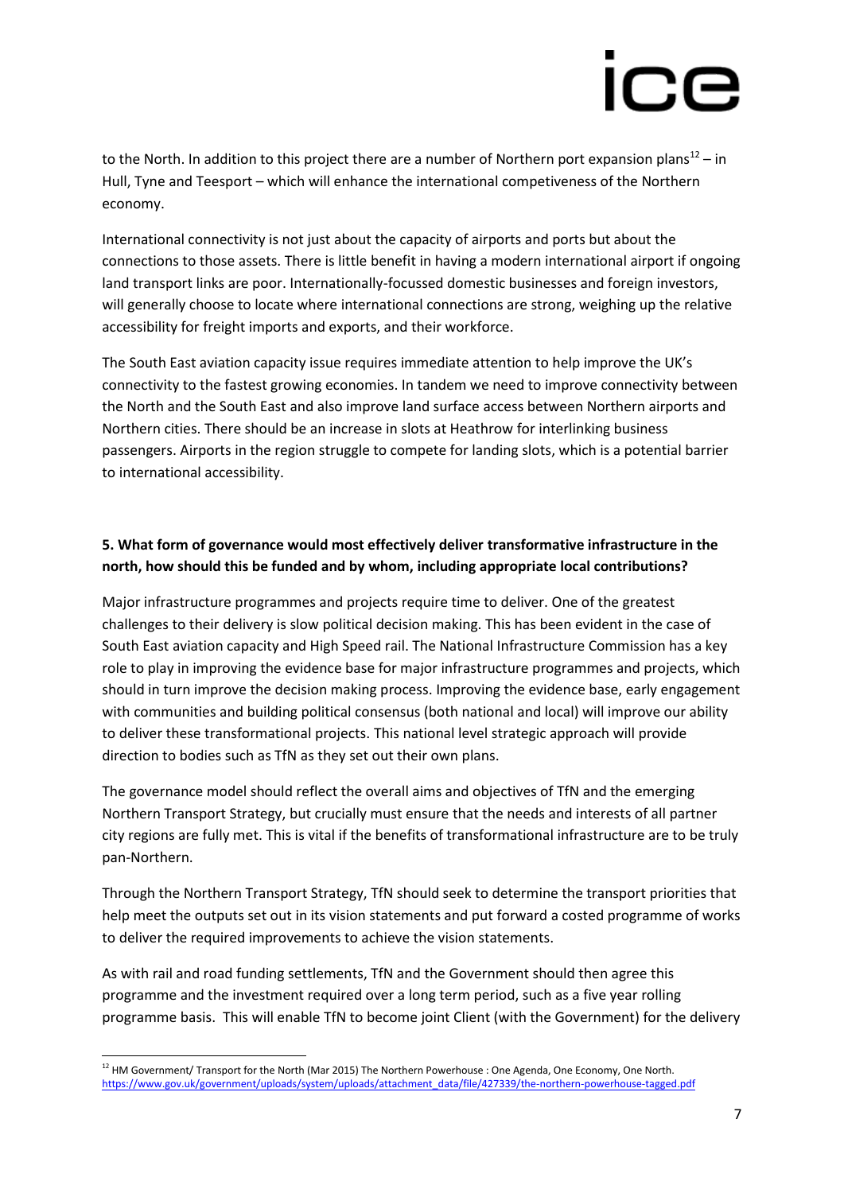to the North. In addition to this project there are a number of Northern port expansion plans[12] – in Hull, Tyne and Teesport – which will enhance the international competiveness of the Northern economy.

International connectivity is not just about the capacity of airports and ports but about the connections to those assets. There is little benefit in having a modern international airport if ongoing land transport links are poor. Internationally-focussed domestic businesses and foreign investors, will generally choose to locate where international connections are strong, weighing up the relative accessibility for freight imports and exports, and their workforce.

The South East aviation capacity issue requires immediate attention to help improve the UK's connectivity to the fastest growing economies. In tandem we need to improve connectivity between the North and the South East and also improve land surface access between Northern airports and Northern cities. There should be an increase in slots at Heathrow for interlinking business passengers. Airports in the region struggle to compete for landing slots, which is a potential barrier to international accessibility.

**5. What form of governance would most effectively deliver transformative infrastructure in the north, how should this be funded and by whom, including appropriate local contributions?**

Major infrastructure programmes and projects require time to deliver. One of the greatest challenges to their delivery is slow political decision making. This has been evident in the case of South East aviation capacity and High Speed rail. The National Infrastructure Commission has a key role to play in improving the evidence base for major infrastructure programmes and projects, which should in turn improve the decision making process. Improving the evidence base, early engagement with communities and building political consensus (both national and local) will improve our ability to deliver these transformational projects. This national level strategic approach will provide direction to bodies such as TfN as they set out their own plans.

The governance model should reflect the overall aims and objectives of TfN and the emerging Northern Transport Strategy, but crucially must ensure that the needs and interests of all partner city regions are fully met. This is vital if the benefits of transformational infrastructure are to be truly pan-Northern.

Through the Northern Transport Strategy, TfN should seek to determine the transport priorities that help meet the outputs set out in its vision statements and put forward a costed programme of works to deliver the required improvements to achieve the vision statements.

As with rail and road funding settlements, TfN and the Government should then agree this programme and the investment required over a long term period, such as a five year rolling programme basis. This will enable TfN to become joint Client (with the Government) for the delivery

[12] HM Government/ Transport for the North (Mar 2015) The Northern Powerhouse : One Agenda, One Economy, One North. https://www.gov.uk/government/uploads/system/uploads/attachment_data/file/427339/the-northern-powerhouse-tagged.pdf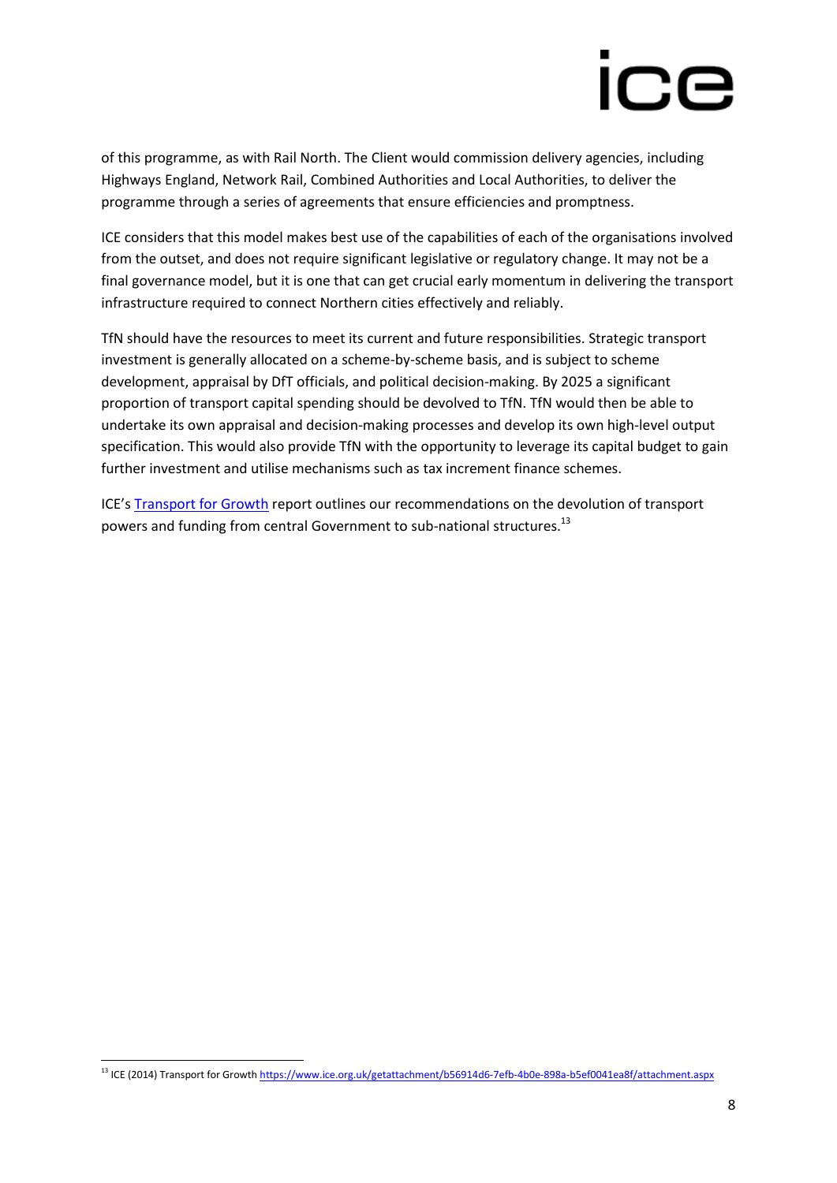of this programme, as with Rail North. The Client would commission delivery agencies, including Highways England, Network Rail, Combined Authorities and Local Authorities, to deliver the programme through a series of agreements that ensure efficiencies and promptness.

ICE considers that this model makes best use of the capabilities of each of the organisations involved from the outset, and does not require significant legislative or regulatory change. It may not be a final governance model, but it is one that can get crucial early momentum in delivering the transport infrastructure required to connect Northern cities effectively and reliably.

TfN should have the resources to meet its current and future responsibilities. Strategic transport investment is generally allocated on a scheme-by-scheme basis, and is subject to scheme development, appraisal by DfT officials, and political decision-making. By 2025 a significant proportion of transport capital spending should be devolved to TfN. TfN would then be able to undertake its own appraisal and decision-making processes and develop its own high-level output specification. This would also provide TfN with the opportunity to leverage its capital budget to gain further investment and utilise mechanisms such as tax increment finance schemes.

ICE's [Transport for Growth](https://www.ice.org.uk/getattachment/b56914d6-7efb-4b0e-898a-b5ef0041ea8f/attachment.aspx) report outlines our recommendations on the devolution of transport powers and funding from central Government to sub-national structures.[13]

---

[13] ICE (2014) Transport for Growth https://www.ice.org.uk/getattachment/b56914d6-7efb-4b0e-898a-b5ef0041ea8f/attachment.aspx